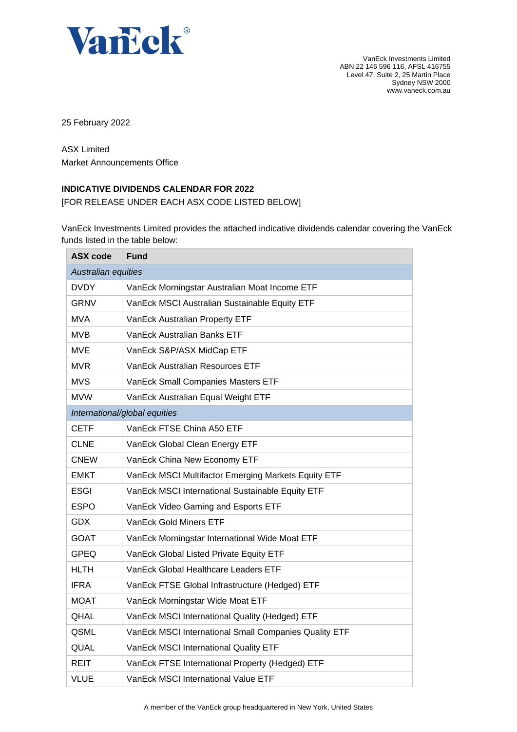VanEck Investments Limited
ABN 22 146 596 116, AFSL 416755
Level 47, Suite 2, 25 Martin Place
Sydney NSW 2000
www.vaneck.com.au

25 February 2022

ASX Limited
Market Announcements Office

**INDICATIVE DIVIDENDS CALENDAR FOR 2022**

[FOR RELEASE UNDER EACH ASX CODE LISTED BELOW]

VanEck Investments Limited provides the attached indicative dividends calendar covering the VanEck funds listed in the table below:

| ASX code | Fund |
|---|---|
| *Australian equities* | |
| DVDY | VanEck Morningstar Australian Moat Income ETF |
| GRNV | VanEck MSCI Australian Sustainable Equity ETF |
| MVA | VanEck Australian Property ETF |
| MVB | VanEck Australian Banks ETF |
| MVE | VanEck S&P/ASX MidCap ETF |
| MVR | VanEck Australian Resources ETF |
| MVS | VanEck Small Companies Masters ETF |
| MVW | VanEck Australian Equal Weight ETF |
| *International/global equities* | |
| CETF | VanEck FTSE China A50 ETF |
| CLNE | VanEck Global Clean Energy ETF |
| CNEW | VanEck China New Economy ETF |
| EMKT | VanEck MSCI Multifactor Emerging Markets Equity ETF |
| ESGI | VanEck MSCI International Sustainable Equity ETF |
| ESPO | VanEck Video Gaming and Esports ETF |
| GDX | VanEck Gold Miners ETF |
| GOAT | VanEck Morningstar International Wide Moat ETF |
| GPEQ | VanEck Global Listed Private Equity ETF |
| HLTH | VanEck Global Healthcare Leaders ETF |
| IFRA | VanEck FTSE Global Infrastructure (Hedged) ETF |
| MOAT | VanEck Morningstar Wide Moat ETF |
| QHAL | VanEck MSCI International Quality (Hedged) ETF |
| QSML | VanEck MSCI International Small Companies Quality ETF |
| QUAL | VanEck MSCI International Quality ETF |
| REIT | VanEck FTSE International Property (Hedged) ETF |
| VLUE | VanEck MSCI International Value ETF |

A member of the VanEck group headquartered in New York, United States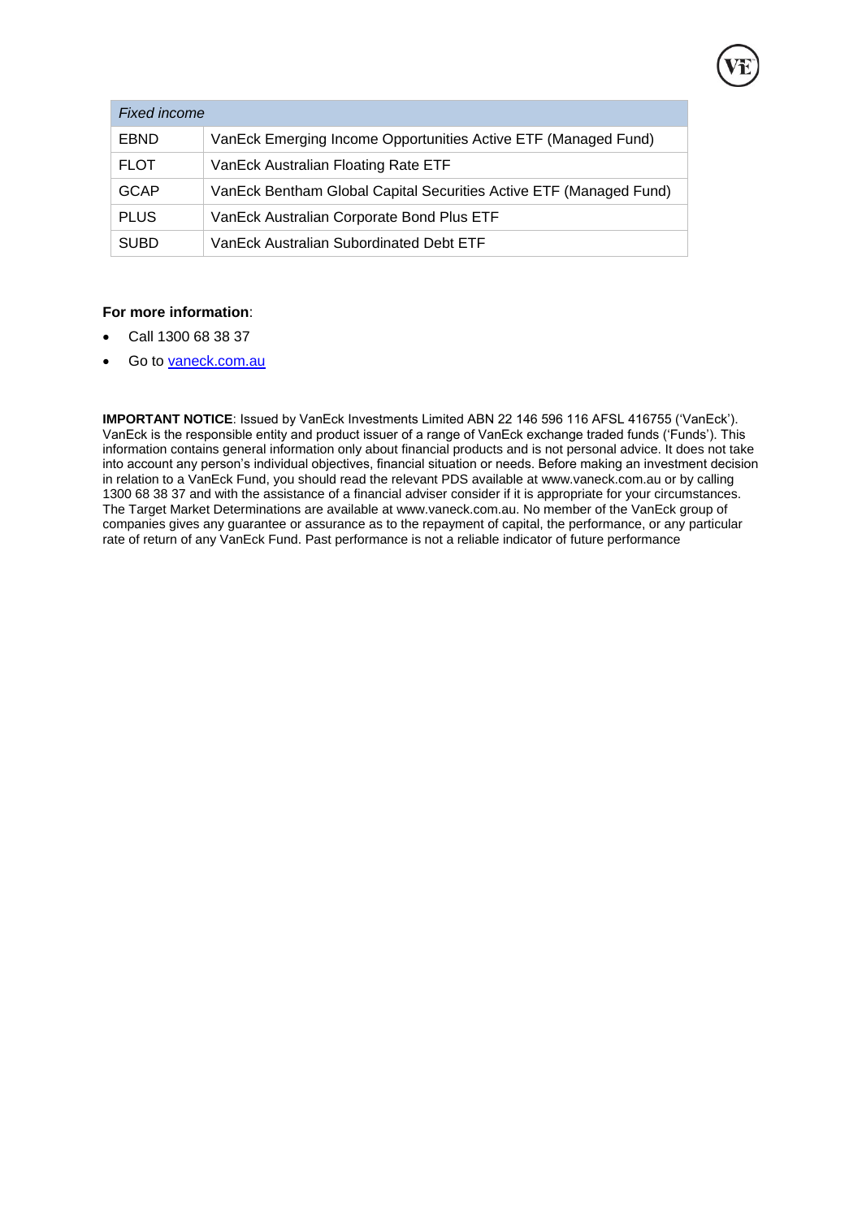| *Fixed income* | |
| --- | --- |
| EBND | VanEck Emerging Income Opportunities Active ETF (Managed Fund) |
| FLOT | VanEck Australian Floating Rate ETF |
| GCAP | VanEck Bentham Global Capital Securities Active ETF (Managed Fund) |
| PLUS | VanEck Australian Corporate Bond Plus ETF |
| SUBD | VanEck Australian Subordinated Debt ETF |

**For more information**:

- Call 1300 68 38 37
- Go to [vaneck.com.au](http://vaneck.com.au)

**IMPORTANT NOTICE**: Issued by VanEck Investments Limited ABN 22 146 596 116 AFSL 416755 ('VanEck'). VanEck is the responsible entity and product issuer of a range of VanEck exchange traded funds ('Funds'). This information contains general information only about financial products and is not personal advice. It does not take into account any person's individual objectives, financial situation or needs. Before making an investment decision in relation to a VanEck Fund, you should read the relevant PDS available at www.vaneck.com.au or by calling 1300 68 38 37 and with the assistance of a financial adviser consider if it is appropriate for your circumstances. The Target Market Determinations are available at www.vaneck.com.au. No member of the VanEck group of companies gives any guarantee or assurance as to the repayment of capital, the performance, or any particular rate of return of any VanEck Fund. Past performance is not a reliable indicator of future performance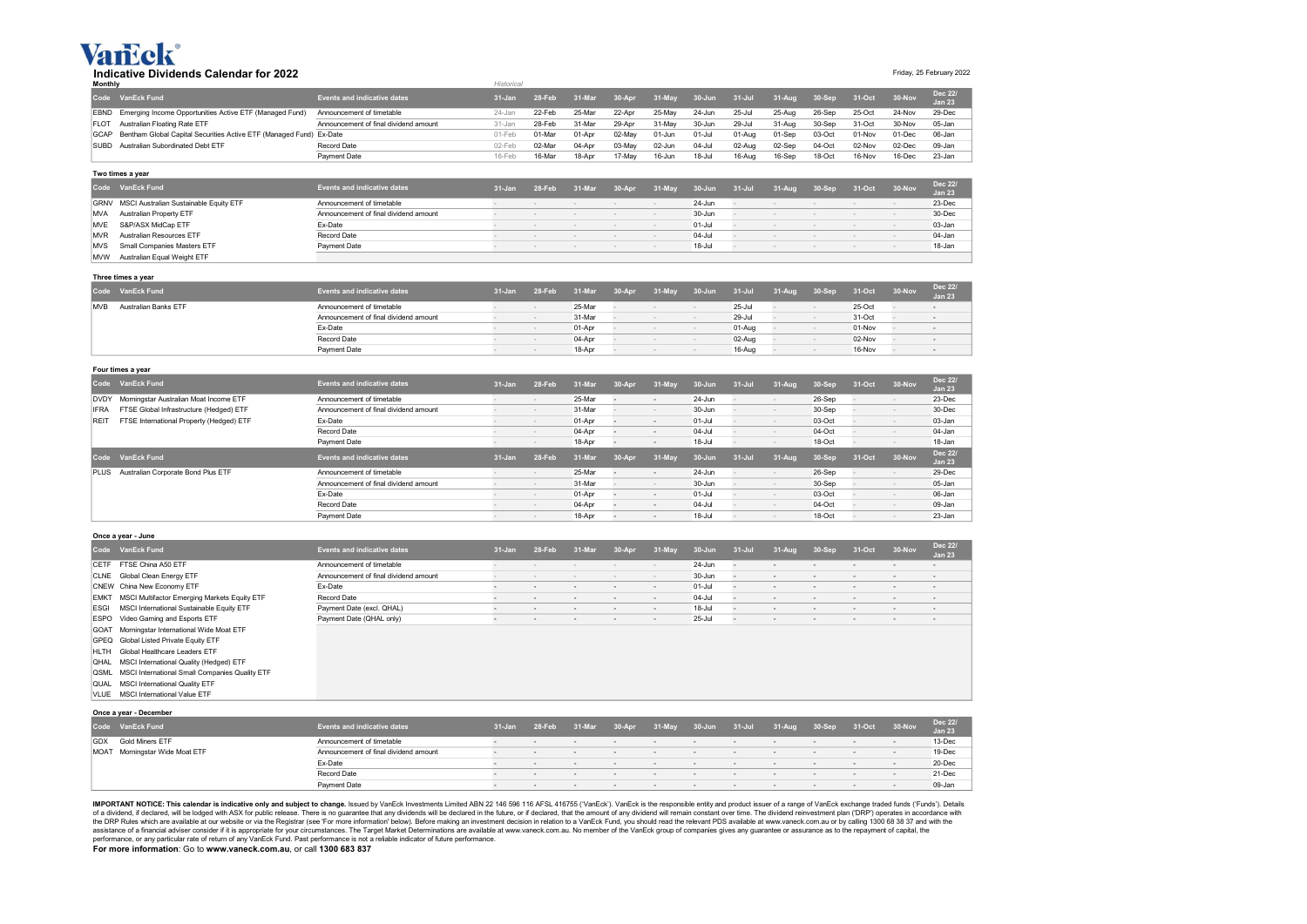# Indicative Dividends Calendar for 2022

Friday, 25 February 2022

### Monthly

| Code | VanEck Fund | Events and indicative dates | 31-Jan | 28-Feb | 31-Mar | 30-Apr | 31-May | 30-Jun | 31-Jul | 31-Aug | 30-Sep | 31-Oct | 30-Nov | Dec 22/ Jan 23 |
|---|---|---|---|---|---|---|---|---|---|---|---|---|---|---|
| | | | Historical | | | | | | | | | | | |
| EBND | Emerging Income Opportunities Active ETF (Managed Fund) | Announcement of timetable | 24-Jan | 22-Feb | 25-Mar | 22-Apr | 25-May | 24-Jun | 25-Jul | 25-Aug | 26-Sep | 25-Oct | 24-Nov | 29-Dec |
| FLOT | Australian Floating Rate ETF | Announcement of final dividend amount | 31-Jan | 28-Feb | 31-Mar | 29-Apr | 31-May | 30-Jun | 29-Jul | 31-Aug | 30-Sep | 31-Oct | 30-Nov | 05-Jan |
| GCAP | Bentham Global Capital Securities Active ETF (Managed Fund) | Ex-Date | 01-Feb | 01-Mar | 01-Apr | 02-May | 01-Jun | 01-Jul | 01-Aug | 01-Sep | 03-Oct | 01-Nov | 01-Dec | 06-Jan |
| SUBD | Australian Subordinated Debt ETF | Record Date | 02-Feb | 02-Mar | 04-Apr | 03-May | 02-Jun | 04-Jul | 02-Aug | 02-Sep | 04-Oct | 02-Nov | 02-Dec | 09-Jan |
| | | Payment Date | 16-Feb | 16-Mar | 18-Apr | 17-May | 16-Jun | 18-Jul | 16-Aug | 16-Sep | 18-Oct | 16-Nov | 16-Dec | 23-Jan |

### Two times a year

| Code | VanEck Fund | Events and indicative dates | 31-Jan | 28-Feb | 31-Mar | 30-Apr | 31-May | 30-Jun | 31-Jul | 31-Aug | 30-Sep | 31-Oct | 30-Nov | Dec 22/ Jan 23 |
|---|---|---|---|---|---|---|---|---|---|---|---|---|---|---|
| GRNV | MSCI Australian Sustainable Equity ETF | Announcement of timetable | - | - | - | - | - | 24-Jun | - | - | - | - | - | 23-Dec |
| MVA | Australian Property ETF | Announcement of final dividend amount | - | - | - | - | - | 30-Jun | - | - | - | - | - | 30-Dec |
| MVE | S&P/ASX MidCap ETF | Ex-Date | - | - | - | - | - | 01-Jul | - | - | - | - | - | 03-Jan |
| MVR | Australian Resources ETF | Record Date | - | - | - | - | - | 04-Jul | - | - | - | - | - | 04-Jan |
| MVS | Small Companies Masters ETF | Payment Date | - | - | - | - | - | 18-Jul | - | - | - | - | - | 18-Jan |
| MVW | Australian Equal Weight ETF | | | | | | | | | | | | | |

### Three times a year

| Code | VanEck Fund | Events and indicative dates | 31-Jan | 28-Feb | 31-Mar | 30-Apr | 31-May | 30-Jun | 31-Jul | 31-Aug | 30-Sep | 31-Oct | 30-Nov | Dec 22/ Jan 23 |
|---|---|---|---|---|---|---|---|---|---|---|---|---|---|---|
| MVB | Australian Banks ETF | Announcement of timetable | - | - | 25-Mar | - | - | - | 25-Jul | - | - | 25-Oct | - | - |
| | | Announcement of final dividend amount | - | - | 31-Mar | - | - | - | 29-Jul | - | - | 31-Oct | - | - |
| | | Ex-Date | - | - | 01-Apr | - | - | - | 01-Aug | - | - | 01-Nov | - | - |
| | | Record Date | - | - | 04-Apr | - | - | - | 02-Aug | - | - | 02-Nov | - | - |
| | | Payment Date | - | - | 18-Apr | - | - | - | 16-Aug | - | - | 16-Nov | - | - |

### Four times a year

| Code | VanEck Fund | Events and indicative dates | 31-Jan | 28-Feb | 31-Mar | 30-Apr | 31-May | 30-Jun | 31-Jul | 31-Aug | 30-Sep | 31-Oct | 30-Nov | Dec 22/ Jan 23 |
|---|---|---|---|---|---|---|---|---|---|---|---|---|---|---|
| DVDY | Morningstar Australian Moat Income ETF | Announcement of timetable | - | - | 25-Mar | - | - | 24-Jun | - | - | 26-Sep | - | - | 23-Dec |
| IFRA | FTSE Global Infrastructure (Hedged) ETF | Announcement of final dividend amount | - | - | 31-Mar | - | - | 30-Jun | - | - | 30-Sep | - | - | 30-Dec |
| REIT | FTSE International Property (Hedged) ETF | Ex-Date | - | - | 01-Apr | - | - | 01-Jul | - | - | 03-Oct | - | - | 03-Jan |
| | | Record Date | - | - | 04-Apr | - | - | 04-Jul | - | - | 04-Oct | - | - | 04-Jan |
| | | Payment Date | - | - | 18-Apr | - | - | 18-Jul | - | - | 18-Oct | - | - | 18-Jan |

| Code | VanEck Fund | Events and indicative dates | 31-Jan | 28-Feb | 31-Mar | 30-Apr | 31-May | 30-Jun | 31-Jul | 31-Aug | 30-Sep | 31-Oct | 30-Nov | Dec 22/ Jan 23 |
|---|---|---|---|---|---|---|---|---|---|---|---|---|---|---|
| PLUS | Australian Corporate Bond Plus ETF | Announcement of timetable | - | - | 25-Mar | - | - | 24-Jun | - | - | 26-Sep | - | - | 29-Dec |
| | | Announcement of final dividend amount | - | - | 31-Mar | - | - | 30-Jun | - | - | 30-Sep | - | - | 05-Jan |
| | | Ex-Date | - | - | 01-Apr | - | - | 01-Jul | - | - | 03-Oct | - | - | 06-Jan |
| | | Record Date | - | - | 04-Apr | - | - | 04-Jul | - | - | 04-Oct | - | - | 09-Jan |
| | | Payment Date | - | - | 18-Apr | - | - | 18-Jul | - | - | 18-Oct | - | - | 23-Jan |

### Once a year - June

| Code | VanEck Fund | Events and indicative dates | 31-Jan | 28-Feb | 31-Mar | 30-Apr | 31-May | 30-Jun | 31-Jul | 31-Aug | 30-Sep | 31-Oct | 30-Nov | Dec 22/ Jan 23 |
|---|---|---|---|---|---|---|---|---|---|---|---|---|---|---|
| CETF | FTSE China A50 ETF | Announcement of timetable | - | - | - | - | - | 24-Jun | - | - | - | - | - | - |
| CLNE | Global Clean Energy ETF | Announcement of final dividend amount | - | - | - | - | - | 30-Jun | - | - | - | - | - | - |
| CNEW | China New Economy ETF | Ex-Date | - | - | - | - | - | 01-Jul | - | - | - | - | - | - |
| EMKT | MSCI Multifactor Emerging Markets Equity ETF | Record Date | - | - | - | - | - | 04-Jul | - | - | - | - | - | - |
| ESGI | MSCI International Sustainable Equity ETF | Payment Date (excl. QHAL) | - | - | - | - | - | 18-Jul | - | - | - | - | - | - |
| ESPO | Video Gaming and Esports ETF | Payment Date (QHAL only) | - | - | - | - | - | 25-Jul | - | - | - | - | - | - |
| GOAT | Morningstar International Wide Moat ETF | | | | | | | | | | | | | |
| GPEQ | Global Listed Private Equity ETF | | | | | | | | | | | | | |
| HLTH | Global Healthcare Leaders ETF | | | | | | | | | | | | | |
| QHAL | MSCI International Quality (Hedged) ETF | | | | | | | | | | | | | |
| QSML | MSCI International Small Companies Quality ETF | | | | | | | | | | | | | |
| QUAL | MSCI International Quality ETF | | | | | | | | | | | | | |
| VLUE | MSCI International Value ETF | | | | | | | | | | | | | |

### Once a year - December

| Code | VanEck Fund | Events and indicative dates | 31-Jan | 28-Feb | 31-Mar | 30-Apr | 31-May | 30-Jun | 31-Jul | 31-Aug | 30-Sep | 31-Oct | 30-Nov | Dec 22/ Jan 23 |
|---|---|---|---|---|---|---|---|---|---|---|---|---|---|---|
| GDX | Gold Miners ETF | Announcement of timetable | - | - | - | - | - | - | - | - | - | - | - | 13-Dec |
| MOAT | Morningstar Wide Moat ETF | Announcement of final dividend amount | - | - | - | - | - | - | - | - | - | - | - | 19-Dec |
| | | Ex-Date | - | - | - | - | - | - | - | - | - | - | - | 20-Dec |
| | | Record Date | - | - | - | - | - | - | - | - | - | - | - | 21-Dec |
| | | Payment Date | - | - | - | - | - | - | - | - | - | - | - | 09-Jan |

**IMPORTANT NOTICE: This calendar is indicative only and subject to change.** Issued by VanEck Investments Limited ABN 22 146 596 116 AFSL 416755 ('VanEck'). VanEck is the responsible entity and product issuer of a range of VanEck exchange traded funds ('Funds'). Details of a dividend, if declared, will be lodged with ASX for public release. There is no guarantee that any dividends will be declared in the future, or if declared, that the amount of any dividend will remain constant over time. The dividend reinvestment plan ('DRP') operates in accordance with the DRP Rules which are available at our website or via the Registrar (see 'For more information' below). Before making an investment decision in relation to a VanEck Fund, you should read the relevant PDS available at www.vaneck.com.au or by calling 1300 68 38 37 and with the assistance of a financial adviser consider if it is appropriate for your circumstances. The Target Market Determinations are available at www.vaneck.com.au. No member of the VanEck group of companies gives any guarantee or assurance as to the repayment of capital, the performance, or any particular rate of return of any VanEck Fund. Past performance is not a reliable indicator of future performance.

**For more information**: Go to **www.vaneck.com.au**, or call **1300 683 837**